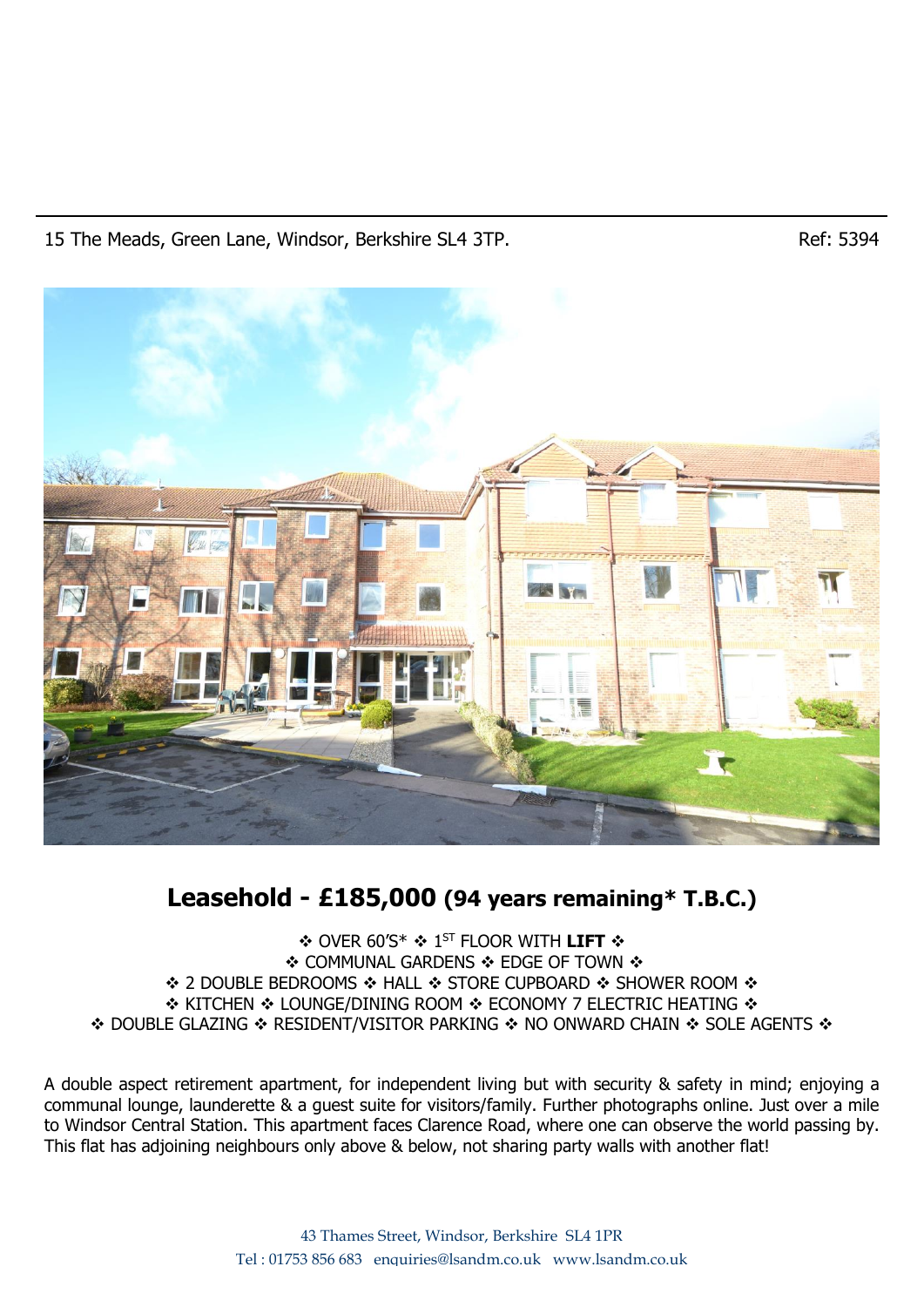15 The Meads, Green Lane, Windsor, Berkshire SL4 3TP. Ref: 5394

## Leasehold - £185,000 (94 years remaining* T.B.C.)

❖ OVER 60'S* ❖ 1ST FLOOR WITH **LIFT** ❖
❖ COMMUNAL GARDENS ❖ EDGE OF TOWN ❖
❖ 2 DOUBLE BEDROOMS ❖ HALL ❖ STORE CUPBOARD ❖ SHOWER ROOM ❖
❖ KITCHEN ❖ LOUNGE/DINING ROOM ❖ ECONOMY 7 ELECTRIC HEATING ❖
❖ DOUBLE GLAZING ❖ RESIDENT/VISITOR PARKING ❖ NO ONWARD CHAIN ❖ SOLE AGENTS ❖

A double aspect retirement apartment, for independent living but with security & safety in mind; enjoying a communal lounge, launderette & a guest suite for visitors/family. Further photographs online. Just over a mile to Windsor Central Station. This apartment faces Clarence Road, where one can observe the world passing by. This flat has adjoining neighbours only above & below, not sharing party walls with another flat!

43 Thames Street, Windsor, Berkshire SL4 1PR
Tel : 01753 856 683 enquiries@lsandm.co.uk www.lsandm.co.uk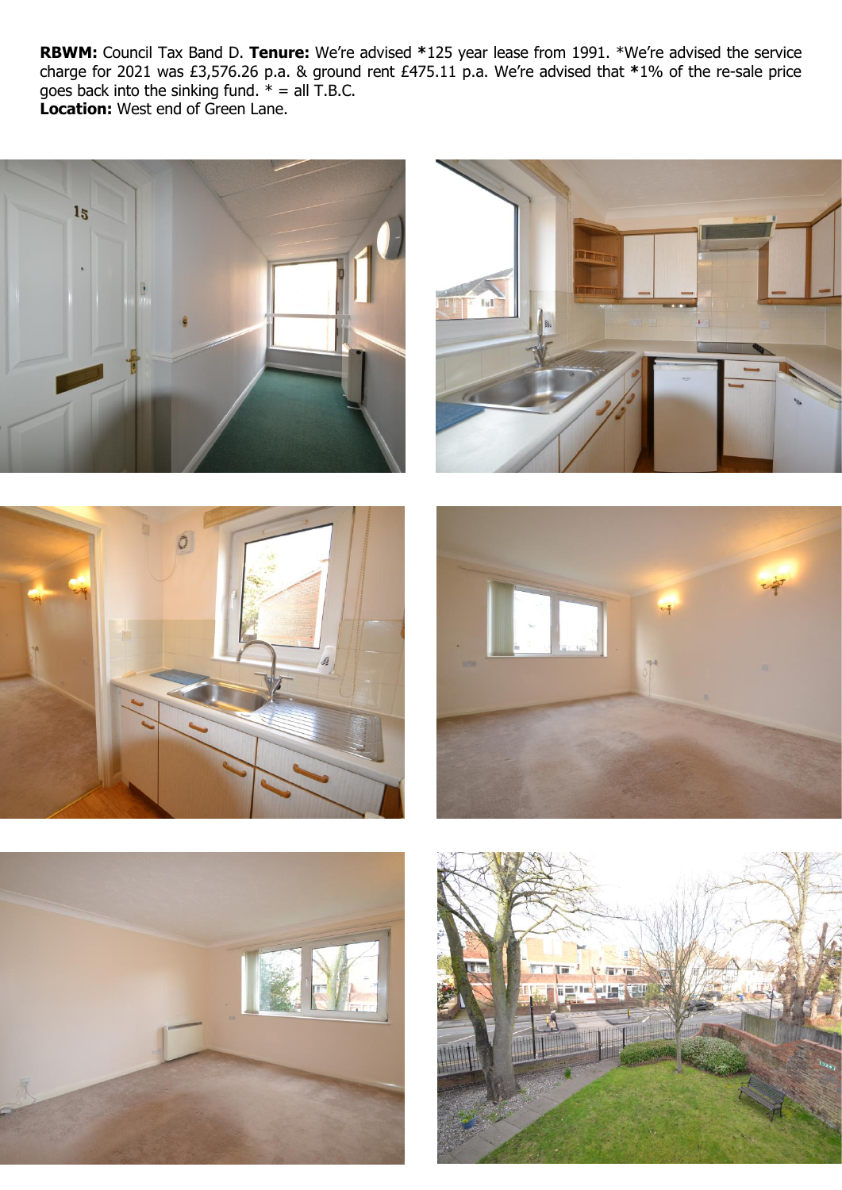**RBWM:** Council Tax Band D. **Tenure:** We're advised ***125** year lease from 1991. *We're advised the service charge for 2021 was £3,576.26 p.a. & ground rent £475.11 p.a. We're advised that ***1%** of the re-sale price goes back into the sinking fund. * = all T.B.C.
**Location:** West end of Green Lane.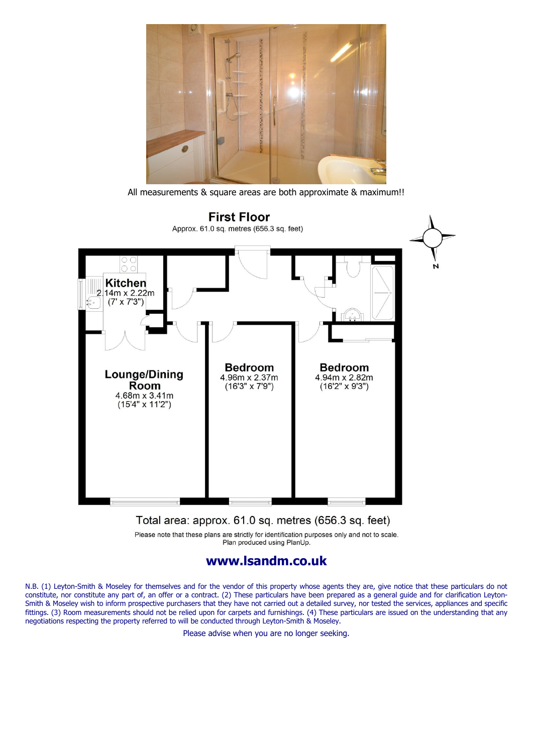All measurements & square areas are both approximate & maximum!!

## First Floor

Approx. 61.0 sq. metres (656.3 sq. feet)

**Kitchen**
2.14m x 2.22m
(7' x 7'3")

**Lounge/Dining Room**
4.68m x 3.41m
(15'4" x 11'2")

**Bedroom**
4.96m x 2.37m
(16'3" x 7'9")

**Bedroom**
4.94m x 2.82m
(16'2" x 9'3")

N

Total area: approx. 61.0 sq. metres (656.3 sq. feet)

Please note that these plans are strictly for identification purposes only and not to scale.
Plan produced using PlanUp.

## www.lsandm.co.uk

N.B. (1) Leyton-Smith & Moseley for themselves and for the vendor of this property whose agents they are, give notice that these particulars do not constitute, nor constitute any part of, an offer or a contract. (2) These particulars have been prepared as a general guide and for clarification Leyton-Smith & Moseley wish to inform prospective purchasers that they have not carried out a detailed survey, nor tested the services, appliances and specific fittings. (3) Room measurements should not be relied upon for carpets and furnishings. (4) These particulars are issued on the understanding that any negotiations respecting the property referred to will be conducted through Leyton-Smith & Moseley.

Please advise when you are no longer seeking.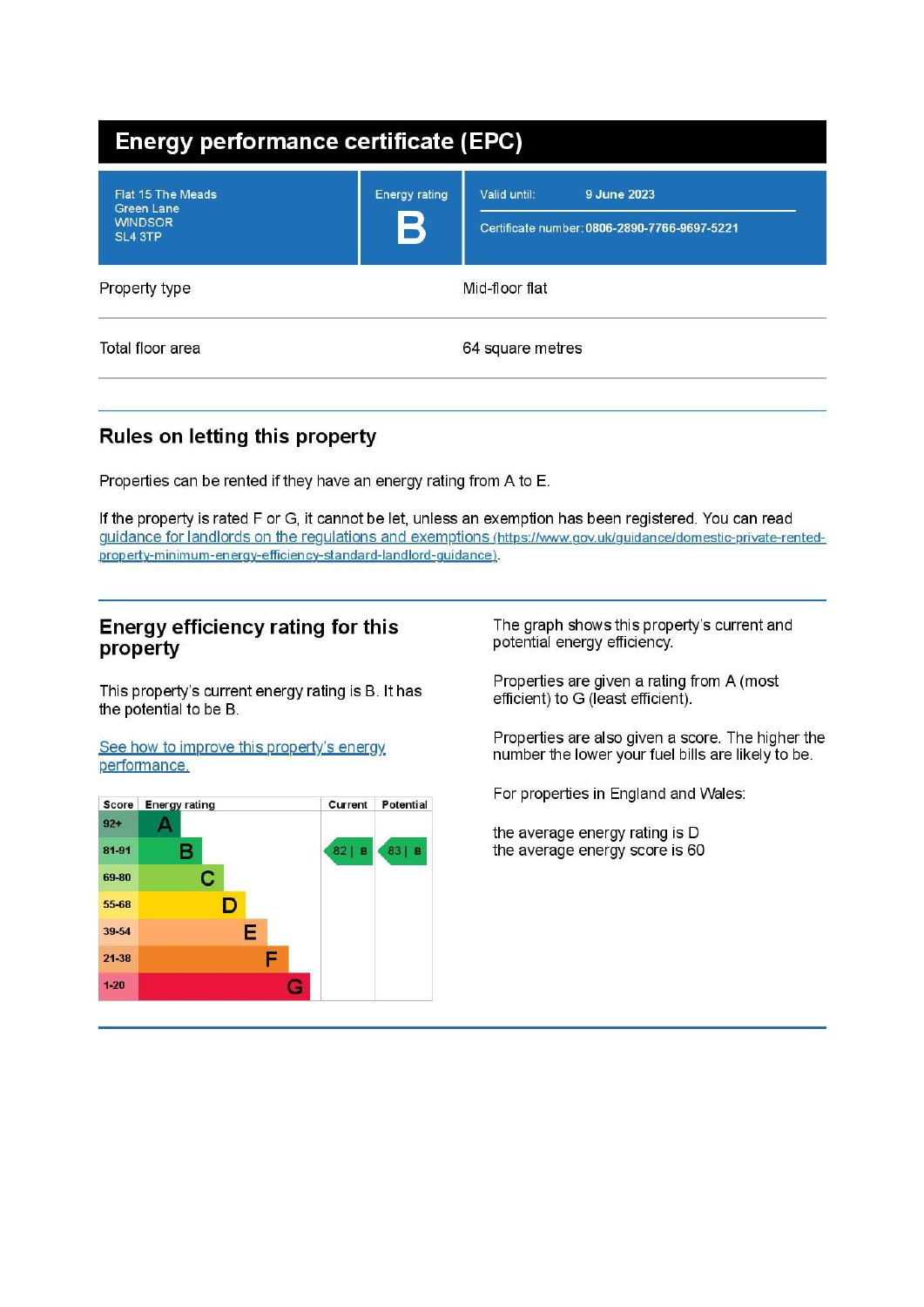# Energy performance certificate (EPC)

| | | |
|---|---|---|
| Flat 15 The Meads<br>Green Lane<br>WINDSOR<br>SL4 3TP | Energy rating<br>**B** | Valid until: **9 June 2023**<br>Certificate number: **0806-2890-7766-9697-5221** |

| | |
|---|---|
| Property type | Mid-floor flat |
| Total floor area | 64 square metres |

## Rules on letting this property

Properties can be rented if they have an energy rating from A to E.

If the property is rated F or G, it cannot be let, unless an exemption has been registered. You can read [guidance for landlords on the regulations and exemptions](https://www.gov.uk/guidance/domestic-private-rented-property-minimum-energy-efficiency-standard-landlord-guidance) (https://www.gov.uk/guidance/domestic-private-rented-property-minimum-energy-efficiency-standard-landlord-guidance).

## Energy efficiency rating for this property

This property's current energy rating is B. It has the potential to be B.

[See how to improve this property's energy performance.]()

Score | Energy rating | Current | Potential

92+ A

81-91 B

69-80 C

55-68 D

39-54 E

21-38 F

1-20 G

82 | B

83 | B

The graph shows this property's current and potential energy efficiency.

Properties are given a rating from A (most efficient) to G (least efficient).

Properties are also given a score. The higher the number the lower your fuel bills are likely to be.

For properties in England and Wales:

the average energy rating is D
the average energy score is 60